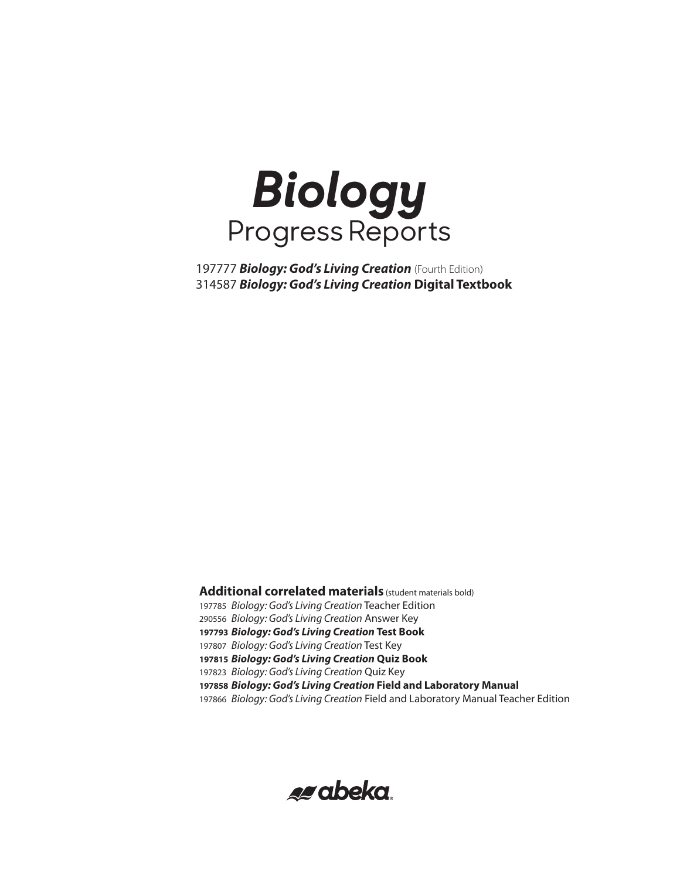# *Biology*
## Progress Reports

197777 ***Biology: God's Living Creation*** (Fourth Edition)
314587 ***Biology: God's Living Creation* Digital Textbook**

**Additional correlated materials** (student materials bold)

197785 *Biology: God's Living Creation* Teacher Edition
290556 *Biology: God's Living Creation* Answer Key
**197793 *Biology: God's Living Creation* Test Book**
197807 *Biology: God's Living Creation* Test Key
**197815 *Biology: God's Living Creation* Quiz Book**
197823 *Biology: God's Living Creation* Quiz Key
**197858 *Biology: God's Living Creation* Field and Laboratory Manual**
197866 *Biology: God's Living Creation* Field and Laboratory Manual Teacher Edition

abeka®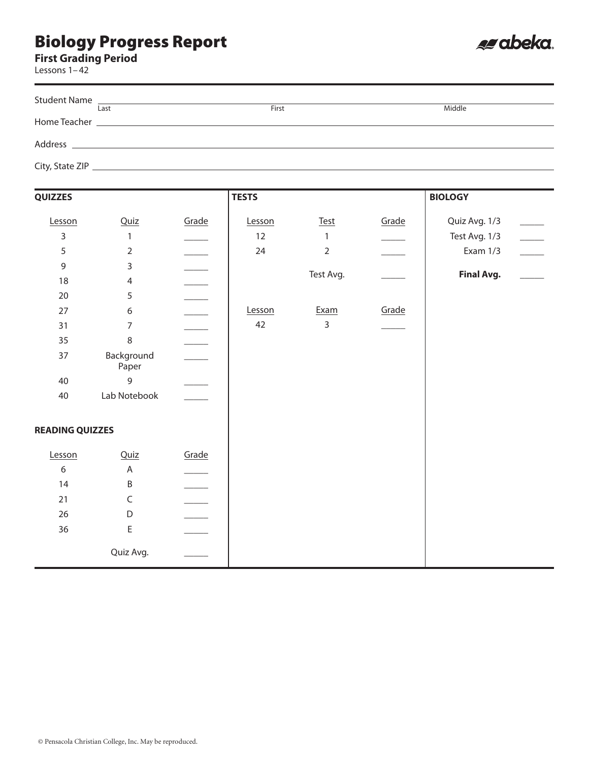# Biology Progress Report

**First Grading Period**

Lessons 1–42

Student Name ______________________________________________
Last — First — Middle

Home Teacher ______________________________________________

Address ______________________________________________

City, State ZIP ______________________________________________

## QUIZZES

| Lesson | Quiz | Grade |
|---|---|---|
| 3 | 1 | _____ |
| 5 | 2 | _____ |
| 9 | 3 | _____ |
| 18 | 4 | _____ |
| 20 | 5 | _____ |
| 27 | 6 | _____ |
| 31 | 7 | _____ |
| 35 | 8 | _____ |
| 37 | Background Paper | _____ |
| 40 | 9 | _____ |
| 40 | Lab Notebook | _____ |

## READING QUIZZES

| Lesson | Quiz | Grade |
|---|---|---|
| 6 | A | _____ |
| 14 | B | _____ |
| 21 | C | _____ |
| 26 | D | _____ |
| 36 | E | _____ |
| | Quiz Avg. | _____ |

## TESTS

| Lesson | Test | Grade |
|---|---|---|
| 12 | 1 | _____ |
| 24 | 2 | _____ |
| | Test Avg. | _____ |

| Lesson | Exam | Grade |
|---|---|---|
| 42 | 3 | _____ |

## BIOLOGY

| | |
|---|---|
| Quiz Avg. 1/3 | _____ |
| Test Avg. 1/3 | _____ |
| Exam 1/3 | _____ |
| **Final Avg.** | _____ |

© Pensacola Christian College, Inc. May be reproduced.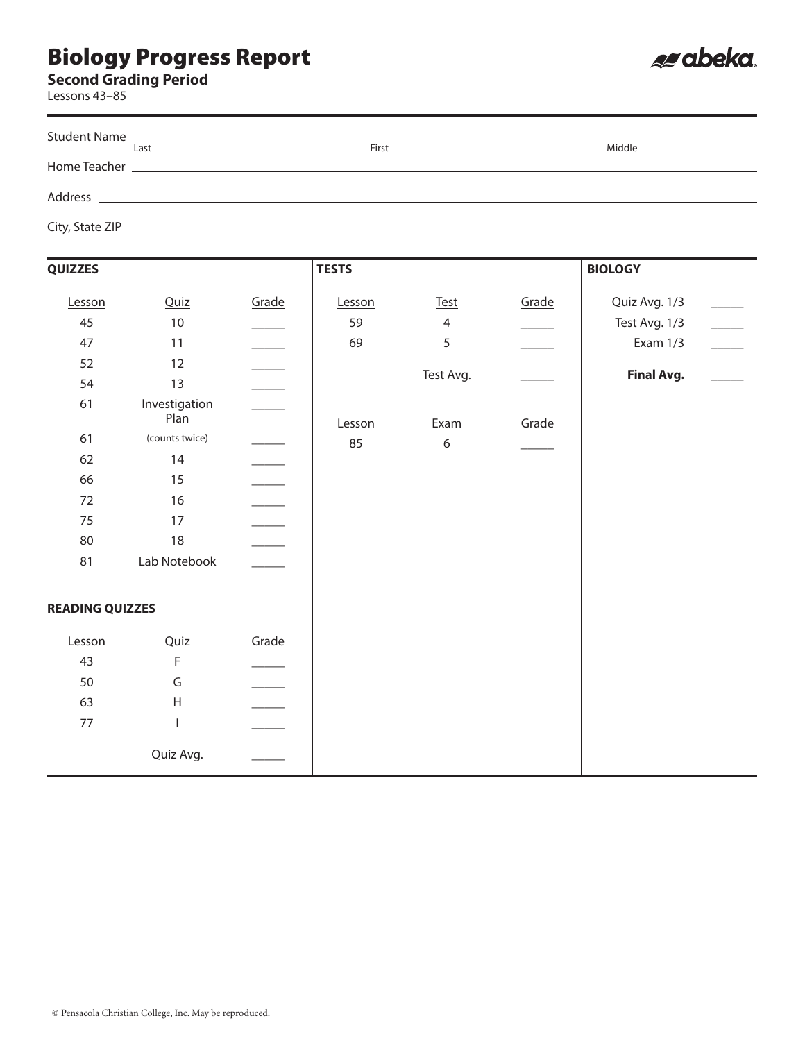# Biology Progress Report

**Second Grading Period**

Lessons 43–85

abeka

Student Name ______________________________
Last First Middle

Home Teacher ______________________________

Address ______________________________

City, State ZIP ______________________________

## QUIZZES

| Lesson | Quiz | Grade |
|---|---|---|
| 45 | 10 | _____ |
| 47 | 11 | _____ |
| 52 | 12 | _____ |
| 54 | 13 | _____ |
| 61 | Investigation Plan | _____ |
| 61 | (counts twice) | _____ |
| 62 | 14 | _____ |
| 66 | 15 | _____ |
| 72 | 16 | _____ |
| 75 | 17 | _____ |
| 80 | 18 | _____ |
| 81 | Lab Notebook | _____ |

## READING QUIZZES

| Lesson | Quiz | Grade |
|---|---|---|
| 43 | F | _____ |
| 50 | G | _____ |
| 63 | H | _____ |
| 77 | I | _____ |
| | Quiz Avg. | _____ |

## TESTS

| Lesson | Test | Grade |
|---|---|---|
| 59 | 4 | _____ |
| 69 | 5 | _____ |
| | Test Avg. | _____ |

| Lesson | Exam | Grade |
|---|---|---|
| 85 | 6 | _____ |

## BIOLOGY

| | |
|---|---|
| Quiz Avg. 1/3 | _____ |
| Test Avg. 1/3 | _____ |
| Exam 1/3 | _____ |
| **Final Avg.** | _____ |

© Pensacola Christian College, Inc. May be reproduced.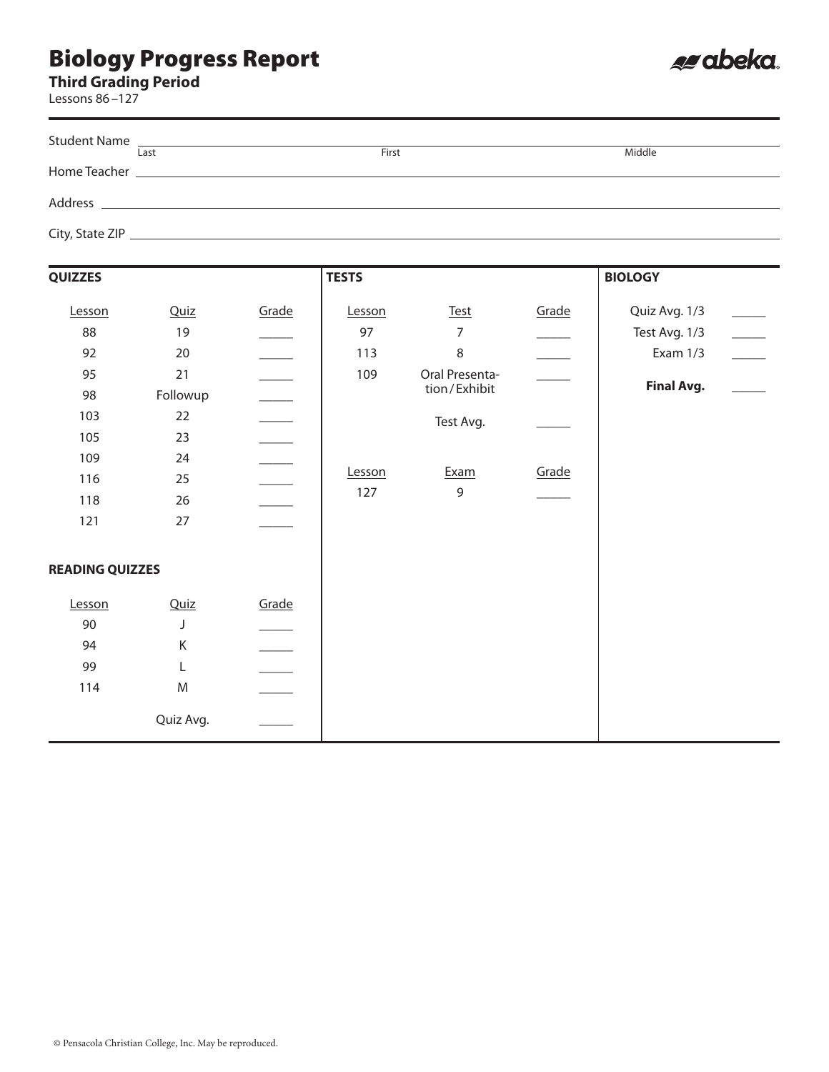# Biology Progress Report

**Third Grading Period**

Lessons 86 –127

Student Name ______________________________________________
Last First Middle

Home Teacher ______________________________________________

Address ______________________________________________

City, State ZIP ______________________________________________

## QUIZZES

| Lesson | Quiz | Grade |
|---|---|---|
| 88 | 19 | _____ |
| 92 | 20 | _____ |
| 95 | 21 | _____ |
| 98 | Followup | _____ |
| 103 | 22 | _____ |
| 105 | 23 | _____ |
| 109 | 24 | _____ |
| 116 | 25 | _____ |
| 118 | 26 | _____ |
| 121 | 27 | _____ |

## READING QUIZZES

| Lesson | Quiz | Grade |
|---|---|---|
| 90 | J | _____ |
| 94 | K | _____ |
| 99 | L | _____ |
| 114 | M | _____ |
| | Quiz Avg. | _____ |

## TESTS

| Lesson | Test | Grade |
|---|---|---|
| 97 | 7 | _____ |
| 113 | 8 | _____ |
| 109 | Oral Presentation / Exhibit | _____ |
| | Test Avg. | _____ |

| Lesson | Exam | Grade |
|---|---|---|
| 127 | 9 | _____ |

## BIOLOGY

| | |
|---|---|
| Quiz Avg. 1/3 | _____ |
| Test Avg. 1/3 | _____ |
| Exam 1/3 | _____ |
| **Final Avg.** | _____ |

© Pensacola Christian College, Inc. May be reproduced.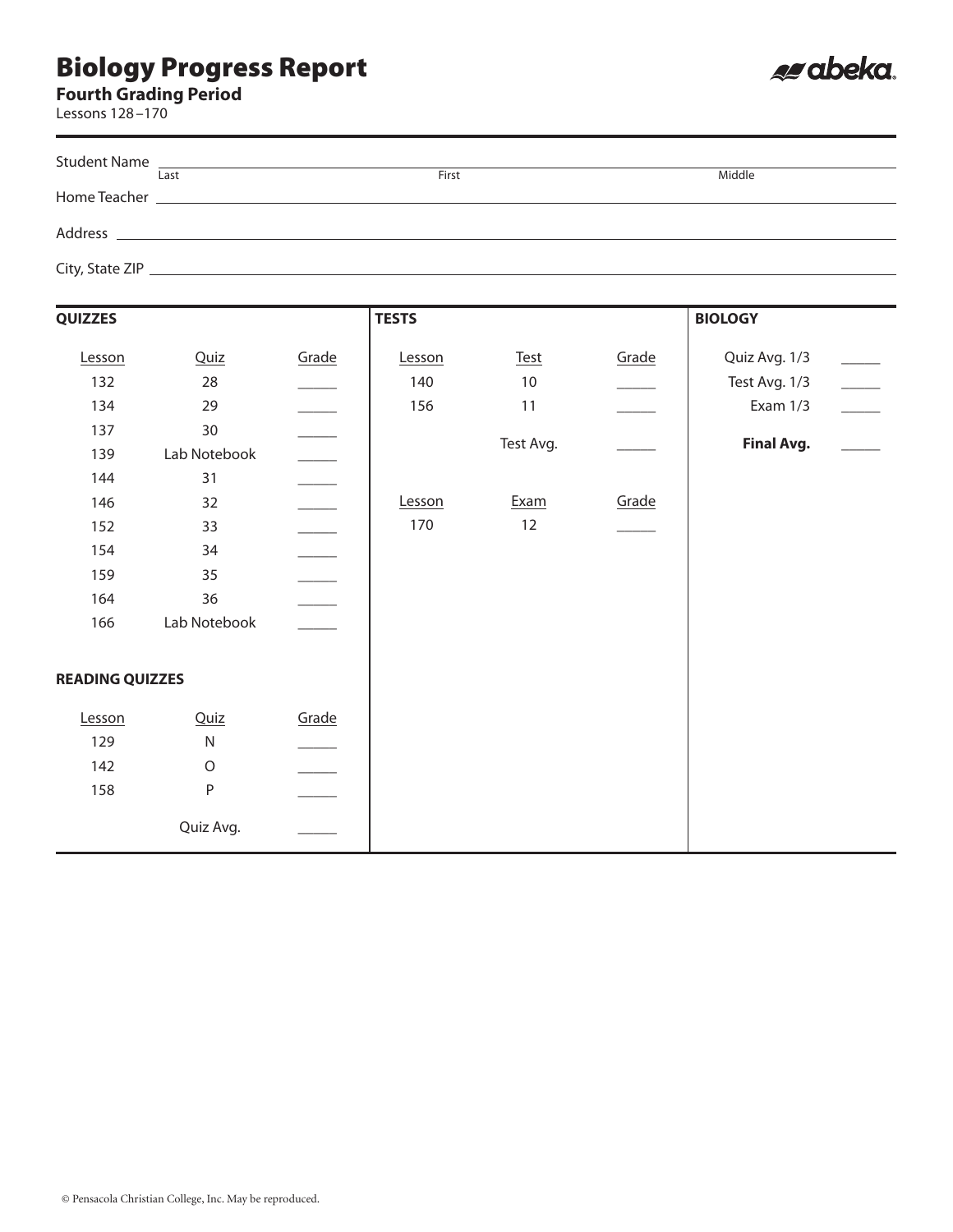# Biology Progress Report

**Fourth Grading Period**

Lessons 128 – 170

abeka.

Student Name ______________________________
Last First Middle

Home Teacher ______________________________

Address ______________________________

City, State ZIP ______________________________

## QUIZZES

| Lesson | Quiz | Grade |
|---|---|---|
| 132 | 28 | _____ |
| 134 | 29 | _____ |
| 137 | 30 | _____ |
| 139 | Lab Notebook | _____ |
| 144 | 31 | _____ |
| 146 | 32 | _____ |
| 152 | 33 | _____ |
| 154 | 34 | _____ |
| 159 | 35 | _____ |
| 164 | 36 | _____ |
| 166 | Lab Notebook | _____ |

## READING QUIZZES

| Lesson | Quiz | Grade |
|---|---|---|
| 129 | N | _____ |
| 142 | O | _____ |
| 158 | P | _____ |
| | Quiz Avg. | _____ |

## TESTS

| Lesson | Test | Grade |
|---|---|---|
| 140 | 10 | _____ |
| 156 | 11 | _____ |
| | Test Avg. | _____ |

| Lesson | Exam | Grade |
|---|---|---|
| 170 | 12 | _____ |

## BIOLOGY

| | |
|---|---|
| Quiz Avg. 1/3 | _____ |
| Test Avg. 1/3 | _____ |
| Exam 1/3 | _____ |
| **Final Avg.** | _____ |

© Pensacola Christian College, Inc. May be reproduced.